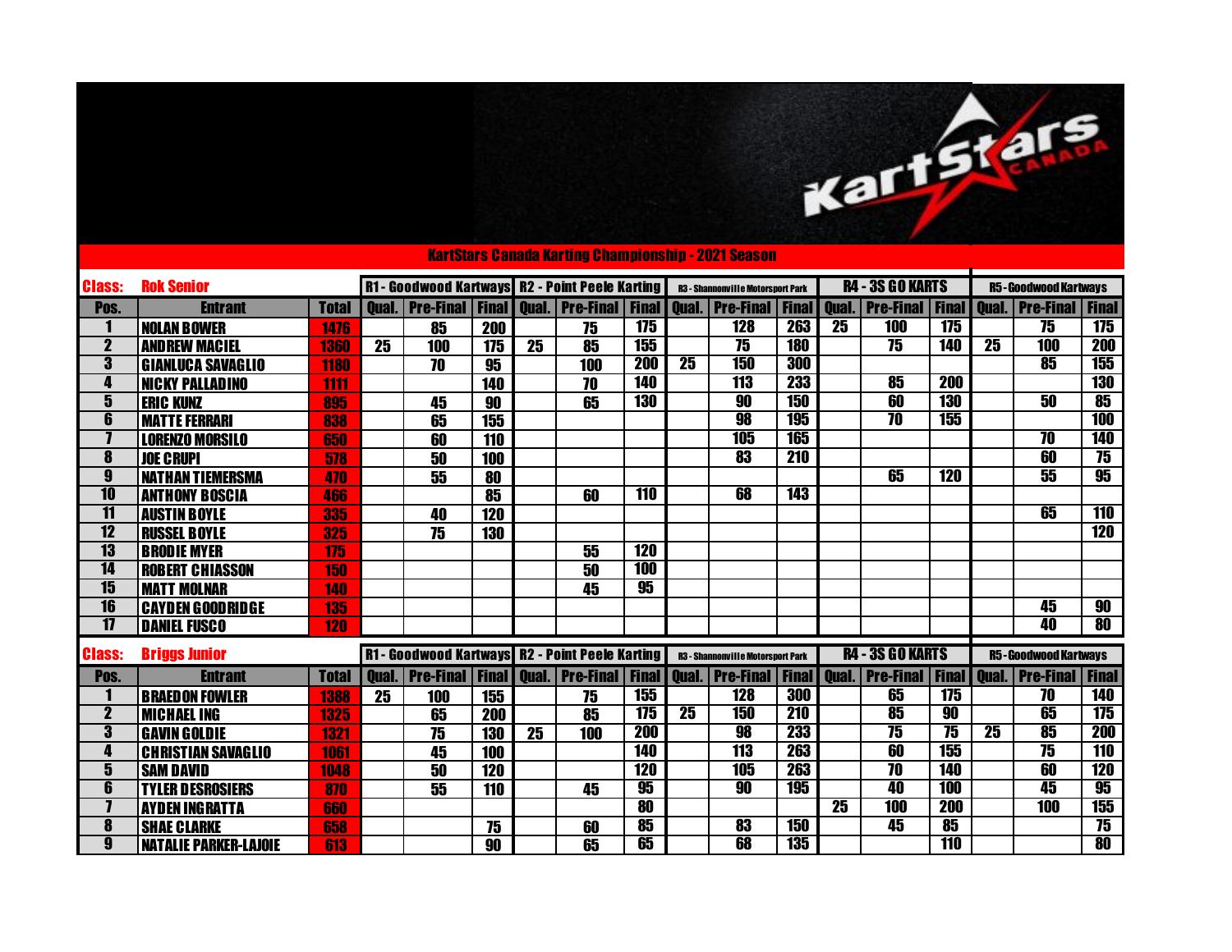# KartStars Canada Karting Championship - 2021 Season

**Class: Rok Senior**

| Pos. | Entrant | Total | R1 - Goodwood Kartways | | | R2 - Point Peele Karting | | | R3 - Shannonville Motorsport Park | | | R4 - 3S GO KARTS | | | R5 - Goodwood Kartways | | |
|---|---|---|---|---|---|---|---|---|---|---|---|---|---|---|---|---|---|
| | | | Qual. | Pre-Final | Final | Qual. | Pre-Final | Final | Qual. | Pre-Final | Final | Qual. | Pre-Final | Final | Qual. | Pre-Final | Final |
| 1 | NOLAN BOWER | 1476 | | 85 | 200 | | 75 | 175 | | 128 | 263 | 25 | 100 | 175 | | 75 | 175 |
| 2 | ANDREW MACIEL | 1360 | 25 | 100 | 175 | 25 | 85 | 155 | | 75 | 180 | | 75 | 140 | 25 | 100 | 200 |
| 3 | GIANLUCA SAVAGLIO | 1180 | | 70 | 95 | | 100 | 200 | 25 | 150 | 300 | | | | | 85 | 155 |
| 4 | NICKY PALLADINO | 1111 | | | 140 | | 70 | 140 | | 113 | 233 | | 85 | 200 | | | 130 |
| 5 | ERIC KUNZ | 895 | | 45 | 90 | | 65 | 130 | | 90 | 150 | | 60 | 130 | | 50 | 85 |
| 6 | MATTE FERRARI | 838 | | 65 | 155 | | | | | 98 | 195 | | 70 | 155 | | | 100 |
| 7 | LORENZO MORSILO | 650 | | 60 | 110 | | | | | 105 | 165 | | | | | 70 | 140 |
| 8 | JOE CRUPI | 578 | | 50 | 100 | | | | | 83 | 210 | | | | | 60 | 75 |
| 9 | NATHAN TIEMERSMA | 470 | | 55 | 80 | | | | | | | | 65 | 120 | | 55 | 95 |
| 10 | ANTHONY BOSCIA | 466 | | | 85 | | 60 | 110 | | 68 | 143 | | | | | | |
| 11 | AUSTIN BOYLE | 335 | | 40 | 120 | | | | | | | | | | | 65 | 110 |
| 12 | RUSSEL BOYLE | 325 | | 75 | 130 | | | | | | | | | | | | 120 |
| 13 | BRODIE MYER | 175 | | | | | 55 | 120 | | | | | | | | | |
| 14 | ROBERT CHIASSON | 150 | | | | | 50 | 100 | | | | | | | | | |
| 15 | MATT MOLNAR | 140 | | | | | 45 | 95 | | | | | | | | | |
| 16 | CAYDEN GOODRIDGE | 135 | | | | | | | | | | | | | | 45 | 90 |
| 17 | DANIEL FUSCO | 120 | | | | | | | | | | | | | | 40 | 80 |

**Class: Briggs Junior**

| Pos. | Entrant | Total | R1 - Goodwood Kartways | | | R2 - Point Peele Karting | | | R3 - Shannonville Motorsport Park | | | R4 - 3S GO KARTS | | | R5 - Goodwood Kartways | | |
|---|---|---|---|---|---|---|---|---|---|---|---|---|---|---|---|---|---|
| | | | Qual. | Pre-Final | Final | Qual. | Pre-Final | Final | Qual. | Pre-Final | Final | Qual. | Pre-Final | Final | Qual. | Pre-Final | Final |
| 1 | BRAEDON FOWLER | 1388 | 25 | 100 | 155 | | 75 | 155 | | 128 | 300 | | 65 | 175 | | 70 | 140 |
| 2 | MICHAEL ING | 1325 | | 65 | 200 | | 85 | 175 | 25 | 150 | 210 | | 85 | 90 | | 65 | 175 |
| 3 | GAVIN GOLDIE | 1321 | | 75 | 130 | 25 | 100 | 200 | | 98 | 233 | | 75 | 75 | 25 | 85 | 200 |
| 4 | CHRISTIAN SAVAGLIO | 1061 | | 45 | 100 | | | 140 | | 113 | 263 | | 60 | 155 | | 75 | 110 |
| 5 | SAM DAVID | 1048 | | 50 | 120 | | | 120 | | 105 | 263 | | 70 | 140 | | 60 | 120 |
| 6 | TYLER DESROSIERS | 870 | | 55 | 110 | | 45 | 95 | | 90 | 195 | | 40 | 100 | | 45 | 95 |
| 7 | AYDEN INGRATTA | 660 | | | | | | 80 | | | | 25 | 100 | 200 | | 100 | 155 |
| 8 | SHAE CLARKE | 658 | | | 75 | | 60 | 85 | | 83 | 150 | | 45 | 85 | | | 75 |
| 9 | NATALIE PARKER-LAJOIE | 613 | | | 90 | | 65 | 65 | | 68 | 135 | | | 110 | | | 80 |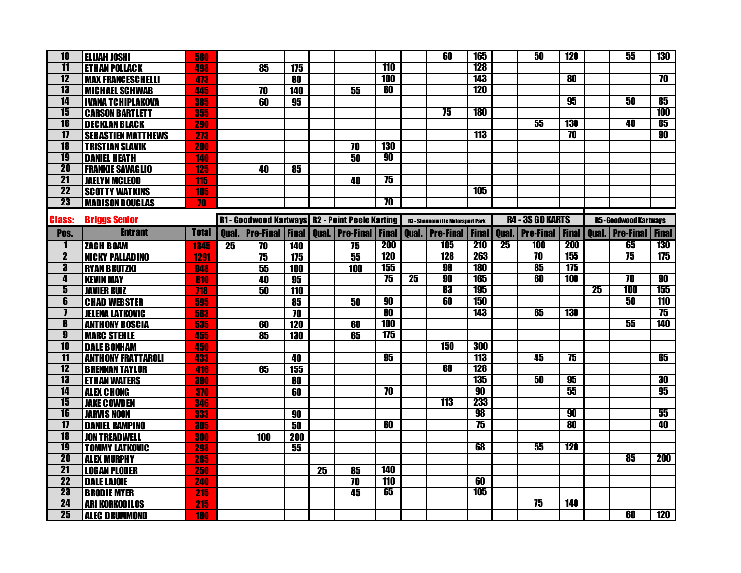| Pos. | Entrant | Total | Qual. | Pre-Final | Final | Qual. | Pre-Final | Final | Qual. | Pre-Final | Final | Qual. | Pre-Final | Final | Qual. | Pre-Final | Final |
|---|---|---|---|---|---|---|---|---|---|---|---|---|---|---|---|---|---|
| 10 | ELIJAH JOSHI | 580 | | | | | | | | 60 | 165 | | 50 | 120 | | 55 | 130 |
| 11 | ETHAN POLLACK | 498 | | 85 | 175 | | | 110 | | | 128 | | | | | | |
| 12 | MAX FRANCESCHELLI | 473 | | | 80 | | | 100 | | | 143 | | | 80 | | | 70 |
| 13 | MICHAEL SCHWAB | 445 | | 70 | 140 | | 55 | 60 | | | 120 | | | | | | |
| 14 | IVANA TCHIPLAKOVA | 385 | | 60 | 95 | | | | | | | | | 95 | | 50 | 85 |
| 15 | CARSON BARTLETT | 355 | | | | | | | | 75 | 180 | | | | | | 100 |
| 16 | DECKLAN BLACK | 290 | | | | | | | | | | | 55 | 130 | | 40 | 65 |
| 17 | SEBASTIEN MATTHEWS | 273 | | | | | | | | | 113 | | | 70 | | | 90 |
| 18 | TRISTIAN SLAVIK | 200 | | | | | 70 | 130 | | | | | | | | | |
| 19 | DANIEL HEATH | 140 | | | | | 50 | 90 | | | | | | | | | |
| 20 | FRANKIE SAVAGLIO | 125 | | 40 | 85 | | | | | | | | | | | | |
| 21 | JAELYN MCLEOD | 115 | | | | | 40 | 75 | | | | | | | | | |
| 22 | SCOTTY WATKINS | 105 | | | | | | | | | 105 | | | | | | |
| 23 | MADISON DOUGLAS | 70 | | | | | | 70 | | | | | | | | | |

| Class: | Briggs Senior | | R1 - Goodwood Kartways | | | R2 - Point Peele Karting | | | R3 - Shannonville Motorsport Park | | | R4 - 3S GO KARTS | | | R5 - Goodwood Kartways | | |
|---|---|---|---|---|---|---|---|---|---|---|---|---|---|---|---|---|---|
| **Pos.** | **Entrant** | **Total** | **Qual.** | **Pre-Final** | **Final** | **Qual.** | **Pre-Final** | **Final** | **Qual.** | **Pre-Final** | **Final** | **Qual.** | **Pre-Final** | **Final** | **Qual.** | **Pre-Final** | **Final** |
| 1 | ZACH BOAM | 1345 | 25 | 70 | 140 | | 75 | 200 | | 105 | 210 | 25 | 100 | 200 | | 65 | 130 |
| 2 | NICKY PALLADINO | 1291 | | 75 | 175 | | 55 | 120 | | 128 | 263 | | 70 | 155 | | 75 | 175 |
| 3 | RYAN BRUTZKI | 948 | | 55 | 100 | | 100 | 155 | | 98 | 180 | | 85 | 175 | | | |
| 4 | KEVIN MAY | 810 | | 40 | 95 | | | 75 | 25 | 90 | 165 | | 60 | 100 | | 70 | 90 |
| 5 | JAVIER RUIZ | 718 | | 50 | 110 | | | | | 83 | 195 | | | | 25 | 100 | 155 |
| 6 | CHAD WEBSTER | 595 | | | 85 | | 50 | 90 | | 60 | 150 | | | | | 50 | 110 |
| 7 | JELENA LATKOVIC | 563 | | | 70 | | | 80 | | | 143 | | 65 | 130 | | | 75 |
| 8 | ANTHONY BOSCIA | 535 | | 60 | 120 | | 60 | 100 | | | | | | | | 55 | 140 |
| 9 | MARC STEHLE | 455 | | 85 | 130 | | 65 | 175 | | | | | | | | | |
| 10 | DALE BONHAM | 450 | | | | | | | | 150 | 300 | | | | | | |
| 11 | ANTHONY FRATTAROLI | 433 | | | 40 | | | 95 | | | 113 | | 45 | 75 | | | 65 |
| 12 | BRENNAN TAYLOR | 416 | | 65 | 155 | | | | | 68 | 128 | | | | | | |
| 13 | ETHAN WATERS | 390 | | | 80 | | | | | | 135 | | 50 | 95 | | | 30 |
| 14 | ALEX CHONG | 370 | | | 60 | | | 70 | | | 90 | | | 55 | | | 95 |
| 15 | JAKE COWDEN | 346 | | | | | | | | 113 | 233 | | | | | | |
| 16 | JARVIS NOON | 333 | | | 90 | | | | | | 98 | | | 90 | | | 55 |
| 17 | DANIEL RAMPINO | 305 | | | 50 | | | 60 | | | 75 | | | 80 | | | 40 |
| 18 | JON TREADWELL | 300 | | 100 | 200 | | | | | | | | | | | | |
| 19 | TOMMY LATKOVIC | 298 | | | 55 | | | | | | 68 | | 55 | 120 | | | |
| 20 | ALEX MURPHY | 285 | | | | | | | | | | | | | | 85 | 200 |
| 21 | LOGAN PLODER | 250 | | | | 25 | 85 | 140 | | | | | | | | | |
| 22 | DALE LAJOIE | 240 | | | | | 70 | 110 | | | 60 | | | | | | |
| 23 | BRODIE MYER | 215 | | | | | 45 | 65 | | | 105 | | | | | | |
| 24 | ARI KORKODILOS | 215 | | | | | | | | | | | 75 | 140 | | | |
| 25 | ALEC DRUMMOND | 180 | | | | | | | | | | | | | | 60 | 120 |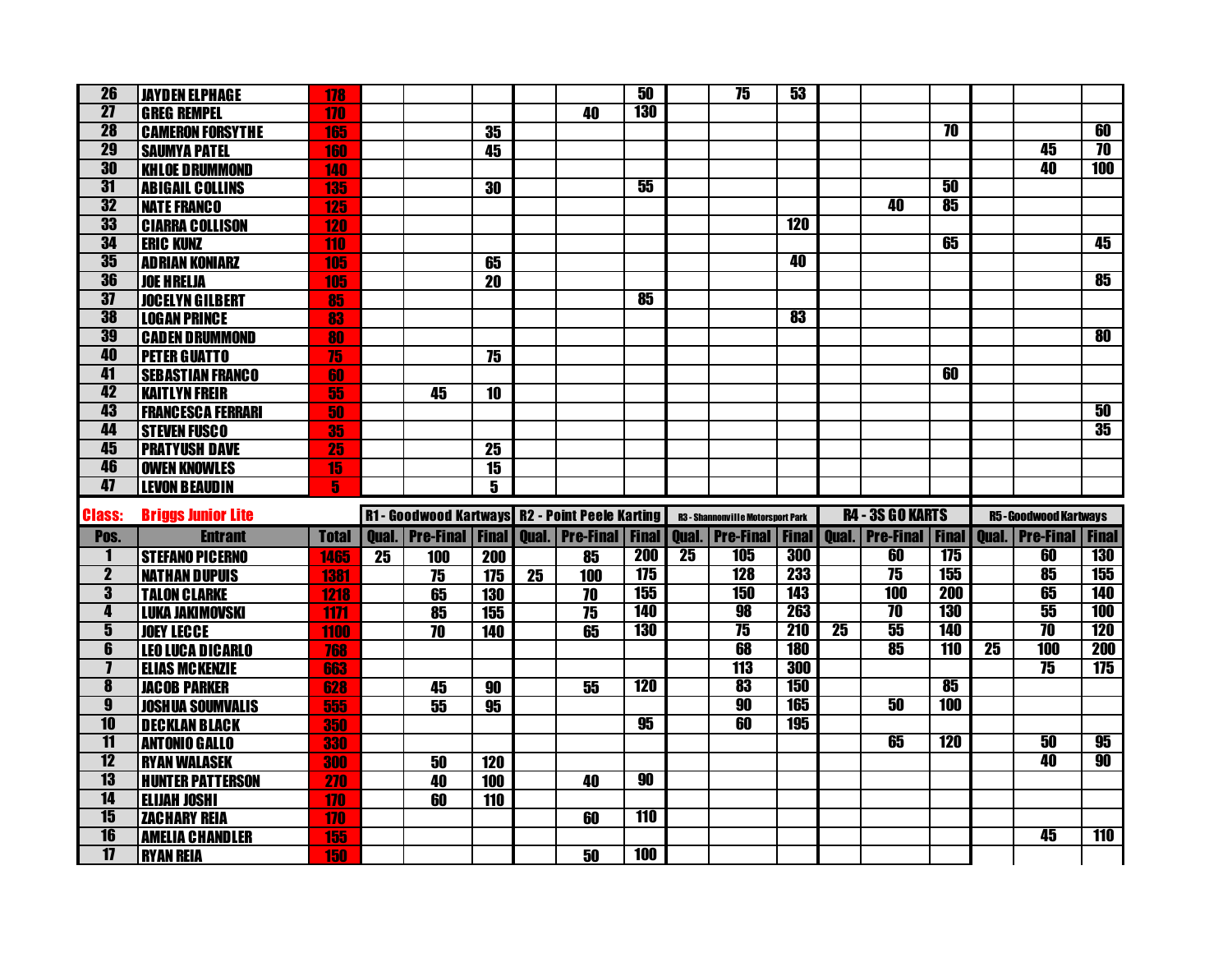| Pos. | Entrant | Total | R1 Qual. | R1 Pre-Final | R1 Final | R2 Qual. | R2 Pre-Final | R2 Final | R3 Qual. | R3 Pre-Final | R3 Final | R4 Qual. | R4 Pre-Final | R4 Final | R5 Qual. | R5 Pre-Final | R5 Final |
|---|---|---|---|---|---|---|---|---|---|---|---|---|---|---|---|---|---|
| 26 | JAYDEN ELPHAGE | 178 | | | | | | 50 | | 75 | 53 | | | | | | |
| 27 | GREG REMPEL | 170 | | | | | 40 | 130 | | | | | | | | | |
| 28 | CAMERON FORSYTHE | 165 | | | 35 | | | | | | | | | 70 | | | 60 |
| 29 | SAUMYA PATEL | 160 | | | 45 | | | | | | | | | | | 45 | 70 |
| 30 | KHLOE DRUMMOND | 140 | | | | | | | | | | | | | | 40 | 100 |
| 31 | ABIGAIL COLLINS | 135 | | | 30 | | | 55 | | | | | | 50 | | | |
| 32 | NATE FRANCO | 125 | | | | | | | | | | | 40 | 85 | | | |
| 33 | CIARRA COLLISON | 120 | | | | | | | | | 120 | | | | | | |
| 34 | ERIC KUNZ | 110 | | | | | | | | | | | | 65 | | | 45 |
| 35 | ADRIAN KONIARZ | 105 | | | 65 | | | | | | 40 | | | | | | |
| 36 | JOE HRELJA | 105 | | | 20 | | | | | | | | | | | | 85 |
| 37 | JOCELYN GILBERT | 85 | | | | | | 85 | | | | | | | | | |
| 38 | LOGAN PRINCE | 83 | | | | | | | | | 83 | | | | | | |
| 39 | CADEN DRUMMOND | 80 | | | | | | | | | | | | | | | 80 |
| 40 | PETER GUATTO | 75 | | | 75 | | | | | | | | | | | | |
| 41 | SEBASTIAN FRANCO | 60 | | | | | | | | | | | | 60 | | | |
| 42 | KAITLYN FREIR | 55 | | 45 | 10 | | | | | | | | | | | | |
| 43 | FRANCESCA FERRARI | 50 | | | | | | | | | | | | | | | 50 |
| 44 | STEVEN FUSCO | 35 | | | | | | | | | | | | | | | 35 |
| 45 | PRATYUSH DAVE | 25 | | | 25 | | | | | | | | | | | | |
| 46 | OWEN KNOWLES | 15 | | | 15 | | | | | | | | | | | | |
| 47 | LEVON BEAUDIN | 5 | | | 5 | | | | | | | | | | | | |

**Class: Briggs Junior Lite**

| | | | R1 - Goodwood Kartways | | | R2 - Point Peele Karting | | | R3 - Shannonville Motorsport Park | | | R4 - 3S GO KARTS | | | R5 - Goodwood Kartways | | |
|---|---|---|---|---|---|---|---|---|---|---|---|---|---|---|---|---|---|
| **Pos.** | **Entrant** | **Total** | **Qual.** | **Pre-Final** | **Final** | **Qual.** | **Pre-Final** | **Final** | **Qual.** | **Pre-Final** | **Final** | **Qual.** | **Pre-Final** | **Final** | **Qual.** | **Pre-Final** | **Final** |
| 1 | STEFANO PICERNO | 1465 | 25 | 100 | 200 | | 85 | 200 | 25 | 105 | 300 | | 60 | 175 | | 60 | 130 |
| 2 | NATHAN DUPUIS | 1381 | | 75 | 175 | 25 | 100 | 175 | | 128 | 233 | | 75 | 155 | | 85 | 155 |
| 3 | TALON CLARKE | 1218 | | 65 | 130 | | 70 | 155 | | 150 | 143 | | 100 | 200 | | 65 | 140 |
| 4 | LUKA JAKIMOVSKI | 1171 | | 85 | 155 | | 75 | 140 | | 98 | 263 | | 70 | 130 | | 55 | 100 |
| 5 | JOEY LECCE | 1100 | | 70 | 140 | | 65 | 130 | | 75 | 210 | 25 | 55 | 140 | | 70 | 120 |
| 6 | LEO LUCA DICARLO | 768 | | | | | | | | 68 | 180 | | 85 | 110 | 25 | 100 | 200 |
| 7 | ELIAS MCKENZIE | 663 | | | | | | | | 113 | 300 | | | | | 75 | 175 |
| 8 | JACOB PARKER | 628 | | 45 | 90 | | 55 | 120 | | 83 | 150 | | | 85 | | | |
| 9 | JOSHUA SOUMVALIS | 555 | | 55 | 95 | | | | | 90 | 165 | | 50 | 100 | | | |
| 10 | DECKLAN BLACK | 350 | | | | | | 95 | | 60 | 195 | | | | | | |
| 11 | ANTONIO GALLO | 330 | | | | | | | | | | | 65 | 120 | | 50 | 95 |
| 12 | RYAN WALASEK | 300 | | 50 | 120 | | | | | | | | | | | 40 | 90 |
| 13 | HUNTER PATTERSON | 270 | | 40 | 100 | | 40 | 90 | | | | | | | | | |
| 14 | ELIJAH JOSHI | 170 | | 60 | 110 | | | | | | | | | | | | |
| 15 | ZACHARY REIA | 170 | | | | | 60 | 110 | | | | | | | | | |
| 16 | AMELIA CHANDLER | 155 | | | | | | | | | | | | | | 45 | 110 |
| 17 | RYAN REIA | 150 | | | | | 50 | 100 | | | | | | | | | |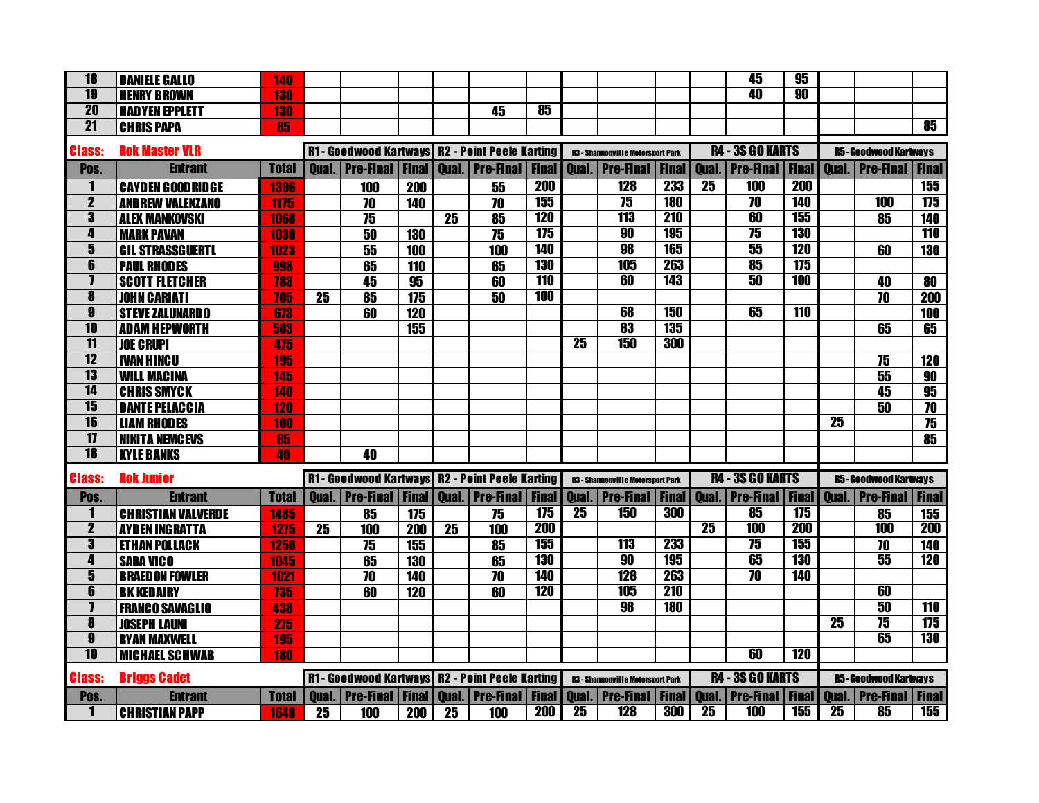| 18 | DANIELE GALLO | 140 | | | | | | | | | | | 45 | 95 | | | |
|---|---|---|---|---|---|---|---|---|---|---|---|---|---|---|---|---|---|
| 19 | HENRY BROWN | 130 | | | | | | | | | | | 40 | 90 | | | |
| 20 | HADYEN EPPLETT | 130 | | | | | 45 | 85 | | | | | | | | | |
| 21 | CHRIS PAPA | 85 | | | | | | | | | | | | | | | 85 |

| Class: | Rok Master VLR | | R1 - Goodwood Kartways | | | R2 - Point Peele Karting | | | R3 - Shannonville Motorsport Park | | | R4 - 3S GO KARTS | | | R5 - Goodwood Kartways | | |
|---|---|---|---|---|---|---|---|---|---|---|---|---|---|---|---|---|---|
| Pos. | Entrant | Total | Qual. | Pre-Final | Final | Qual. | Pre-Final | Final | Qual. | Pre-Final | Final | Qual. | Pre-Final | Final | Qual. | Pre-Final | Final |
| 1 | CAYDEN GOODRIDGE | 1396 | | 100 | 200 | | 55 | 200 | | 128 | 233 | 25 | 100 | 200 | | | 155 |
| 2 | ANDREW VALENZANO | 1175 | | 70 | 140 | | 70 | 155 | | 75 | 180 | | 70 | 140 | | 100 | 175 |
| 3 | ALEX MANKOVSKI | 1068 | | 75 | | 25 | 85 | 120 | | 113 | 210 | | 60 | 155 | | 85 | 140 |
| 4 | MARK PAVAN | 1030 | | 50 | 130 | | 75 | 175 | | 90 | 195 | | 75 | 130 | | | 110 |
| 5 | GIL STRASSGUERTL | 1023 | | 55 | 100 | | 100 | 140 | | 98 | 165 | | 55 | 120 | | 60 | 130 |
| 6 | PAUL RHODES | 998 | | 65 | 110 | | 65 | 130 | | 105 | 263 | | 85 | 175 | | | |
| 7 | SCOTT FLETCHER | 783 | | 45 | 95 | | 60 | 110 | | 60 | 143 | | 50 | 100 | | 40 | 80 |
| 8 | JOHN CARIATI | 705 | 25 | 85 | 175 | | 50 | 100 | | | | | | | | 70 | 200 |
| 9 | STEVE ZALUNARDO | 673 | | 60 | 120 | | | | | 68 | 150 | | 65 | 110 | | | 100 |
| 10 | ADAM HEPWORTH | 503 | | | 155 | | | | | 83 | 135 | | | | | 65 | 65 |
| 11 | JOE CRUPI | 475 | | | | | | | 25 | 150 | 300 | | | | | | |
| 12 | IVAN HINCU | 195 | | | | | | | | | | | | | | 75 | 120 |
| 13 | WILL MACINA | 145 | | | | | | | | | | | | | | 55 | 90 |
| 14 | CHRIS SMYCK | 140 | | | | | | | | | | | | | | 45 | 95 |
| 15 | DANTE PELACCIA | 120 | | | | | | | | | | | | | | 50 | 70 |
| 16 | LIAM RHODES | 100 | | | | | | | | | | | | | 25 | | 75 |
| 17 | NIKITA NEMCEVS | 85 | | | | | | | | | | | | | | | 85 |
| 18 | KYLE BANKS | 40 | | 40 | | | | | | | | | | | | | |

| Class: | Rok Junior | | R1 - Goodwood Kartways | | | R2 - Point Peele Karting | | | R3 - Shannonville Motorsport Park | | | R4 - 3S GO KARTS | | | R5 - Goodwood Kartways | | |
|---|---|---|---|---|---|---|---|---|---|---|---|---|---|---|---|---|---|
| Pos. | Entrant | Total | Qual. | Pre-Final | Final | Qual. | Pre-Final | Final | Qual. | Pre-Final | Final | Qual. | Pre-Final | Final | Qual. | Pre-Final | Final |
| 1 | CHRISTIAN VALVERDE | 1485 | | 85 | 175 | | 75 | 175 | 25 | 150 | 300 | | 85 | 175 | | 85 | 155 |
| 2 | AYDEN INGRATTA | 1275 | 25 | 100 | 200 | 25 | 100 | 200 | | | | 25 | 100 | 200 | | 100 | 200 |
| 3 | ETHAN POLLACK | 1256 | | 75 | 155 | | 85 | 155 | | 113 | 233 | | 75 | 155 | | 70 | 140 |
| 4 | SARA VICO | 1045 | | 65 | 130 | | 65 | 130 | | 90 | 195 | | 65 | 130 | | 55 | 120 |
| 5 | BRAEDON FOWLER | 1021 | | 70 | 140 | | 70 | 140 | | 128 | 263 | | 70 | 140 | | | |
| 6 | BK KEDAIRY | 735 | | 60 | 120 | | 60 | 120 | | 105 | 210 | | | | | 60 | |
| 7 | FRANCO SAVAGLIO | 438 | | | | | | | | 98 | 180 | | | | | 50 | 110 |
| 8 | JOSEPH LAUNI | 275 | | | | | | | | | | | | | 25 | 75 | 175 |
| 9 | RYAN MAXWELL | 195 | | | | | | | | | | | | | | 65 | 130 |
| 10 | MICHAEL SCHWAB | 180 | | | | | | | | | | | 60 | 120 | | | |

| Class: | Briggs Cadet | | R1 - Goodwood Kartways | | | R2 - Point Peele Karting | | | R3 - Shannonville Motorsport Park | | | R4 - 3S GO KARTS | | | R5 - Goodwood Kartways | | |
|---|---|---|---|---|---|---|---|---|---|---|---|---|---|---|---|---|---|
| Pos. | Entrant | Total | Qual. | Pre-Final | Final | Qual. | Pre-Final | Final | Qual. | Pre-Final | Final | Qual. | Pre-Final | Final | Qual. | Pre-Final | Final |
| 1 | CHRISTIAN PAPP | 1648 | 25 | 100 | 200 | 25 | 100 | 200 | 25 | 128 | 300 | 25 | 100 | 155 | 25 | 85 | 155 |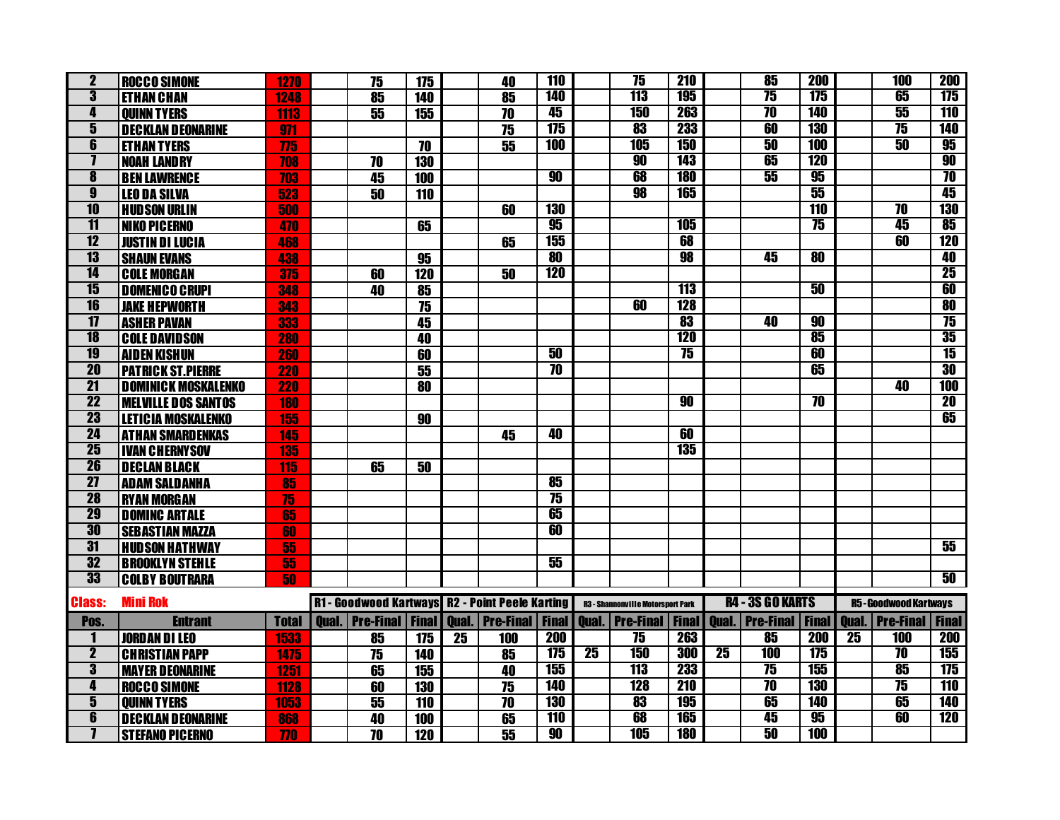| Pos. | Entrant | Total | R1 Qual. | R1 Pre-Final | R1 Final | R2 Qual. | R2 Pre-Final | R2 Final | R3 Qual. | R3 Pre-Final | R3 Final | R4 Qual. | R4 Pre-Final | R4 Final | R5 Qual. | R5 Pre-Final | R5 Final |
|---|---|---|---|---|---|---|---|---|---|---|---|---|---|---|---|---|---|
| 2 | ROCCO SIMONE | 1270 | | 75 | 175 | | 40 | 110 | | 75 | 210 | | 85 | 200 | | 100 | 200 |
| 3 | ETHAN CHAN | 1248 | | 85 | 140 | | 85 | 140 | | 113 | 195 | | 75 | 175 | | 65 | 175 |
| 4 | QUINN TYERS | 1113 | | 55 | 155 | | 70 | 45 | | 150 | 263 | | 70 | 140 | | 55 | 110 |
| 5 | DECKLAN DEONARINE | 971 | | | | | 75 | 175 | | 83 | 233 | | 60 | 130 | | 75 | 140 |
| 6 | ETHAN TYERS | 775 | | | 70 | | 55 | 100 | | 105 | 150 | | 50 | 100 | | 50 | 95 |
| 7 | NOAH LANDRY | 708 | | 70 | 130 | | | | | 90 | 143 | | 65 | 120 | | | 90 |
| 8 | BEN LAWRENCE | 703 | | 45 | 100 | | | 90 | | 68 | 180 | | 55 | 95 | | | 70 |
| 9 | LEO DA SILVA | 523 | | 50 | 110 | | | | | 98 | 165 | | | 55 | | | 45 |
| 10 | HUDSON URLIN | 500 | | | | | 60 | 130 | | | | | | 110 | | 70 | 130 |
| 11 | NIKO PICERNO | 470 | | | 65 | | | 95 | | | 105 | | | 75 | | 45 | 85 |
| 12 | JUSTIN DI LUCIA | 468 | | | | | 65 | 155 | | | 68 | | | | | 60 | 120 |
| 13 | SHAUN EVANS | 438 | | | 95 | | | 80 | | | 98 | | 45 | 80 | | | 40 |
| 14 | COLE MORGAN | 375 | | 60 | 120 | | 50 | 120 | | | | | | | | | 25 |
| 15 | DOMENICO CRUPI | 348 | | 40 | 85 | | | | | | 113 | | | 50 | | | 60 |
| 16 | JAKE HEPWORTH | 343 | | | 75 | | | | | 60 | 128 | | | | | | 80 |
| 17 | ASHER PAVAN | 333 | | | 45 | | | | | | 83 | | 40 | 90 | | | 75 |
| 18 | COLE DAVIDSON | 280 | | | 40 | | | | | | 120 | | | 85 | | | 35 |
| 19 | AIDEN KISHUN | 260 | | | 60 | | | 50 | | | 75 | | | 60 | | | 15 |
| 20 | PATRICK ST.PIERRE | 220 | | | 55 | | | 70 | | | | | | 65 | | | 30 |
| 21 | DOMINICK MOSKALENKO | 220 | | | 80 | | | | | | | | | | | 40 | 100 |
| 22 | MELVILLE DOS SANTOS | 180 | | | | | | | | | 90 | | | 70 | | | 20 |
| 23 | LETICIA MOSKALENKO | 155 | | | 90 | | | | | | | | | | | | 65 |
| 24 | ATHAN SMARDENKAS | 145 | | | | | 45 | 40 | | | 60 | | | | | | |
| 25 | IVAN CHERNYSOV | 135 | | | | | | | | | 135 | | | | | | |
| 26 | DECLAN BLACK | 115 | | 65 | 50 | | | | | | | | | | | | |
| 27 | ADAM SALDANHA | 85 | | | | | | 85 | | | | | | | | | |
| 28 | RYAN MORGAN | 75 | | | | | | 75 | | | | | | | | | |
| 29 | DOMINC ARTALE | 65 | | | | | | 65 | | | | | | | | | |
| 30 | SEBASTIAN MAZZA | 60 | | | | | | 60 | | | | | | | | | |
| 31 | HUDSON HATHWAY | 55 | | | | | | | | | | | | | | | 55 |
| 32 | BROOKLYN STEHLE | 55 | | | | | | 55 | | | | | | | | | |
| 33 | COLBY BOUTRARA | 50 | | | | | | | | | | | | | | | 50 |

**Class: Mini Rok**

| | | | R1 - Goodwood Kartways | | | R2 - Point Peele Karting | | | R3 - Shannonville Motorsport Park | | | R4 - 3S GO KARTS | | | R5 - Goodwood Kartways | | |
|---|---|---|---|---|---|---|---|---|---|---|---|---|---|---|---|---|---|
| **Pos.** | **Entrant** | **Total** | **Qual.** | **Pre-Final** | **Final** | **Qual.** | **Pre-Final** | **Final** | **Qual.** | **Pre-Final** | **Final** | **Qual.** | **Pre-Final** | **Final** | **Qual.** | **Pre-Final** | **Final** |
| 1 | JORDAN DI LEO | 1533 | | 85 | 175 | 25 | 100 | 200 | | 75 | 263 | | 85 | 200 | 25 | 100 | 200 |
| 2 | CHRISTIAN PAPP | 1475 | | 75 | 140 | | 85 | 175 | 25 | 150 | 300 | 25 | 100 | 175 | | 70 | 155 |
| 3 | MAYER DEONARINE | 1251 | | 65 | 155 | | 40 | 155 | | 113 | 233 | | 75 | 155 | | 85 | 175 |
| 4 | ROCCO SIMONE | 1128 | | 60 | 130 | | 75 | 140 | | 128 | 210 | | 70 | 130 | | 75 | 110 |
| 5 | QUINN TYERS | 1053 | | 55 | 110 | | 70 | 130 | | 83 | 195 | | 65 | 140 | | 65 | 140 |
| 6 | DECKLAN DEONARINE | 868 | | 40 | 100 | | 65 | 110 | | 68 | 165 | | 45 | 95 | | 60 | 120 |
| 7 | STEFANO PICERNO | 770 | | 70 | 120 | | 55 | 90 | | 105 | 180 | | 50 | 100 | | | |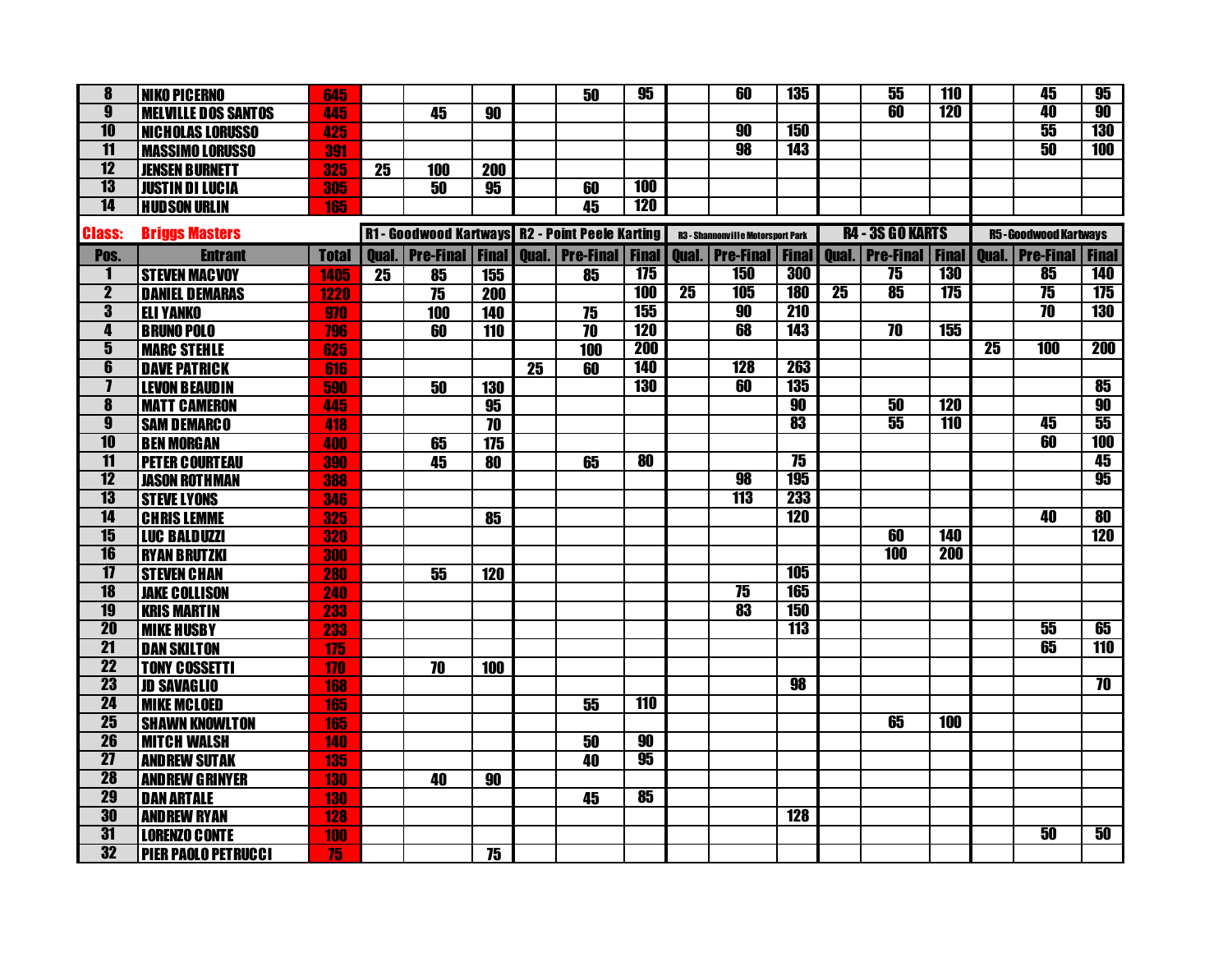| 8 | NIKO PICERNO | 645 | | | | | 50 | 95 | | 60 | 135 | | 55 | 110 | | 45 | 95 |
|---|---|---|---|---|---|---|---|---|---|---|---|---|---|---|---|---|---|
| 9 | MELVILLE DOS SANTOS | 445 | | 45 | 90 | | | | | | | | 60 | 120 | | 40 | 90 |
| 10 | NICHOLAS LORUSSO | 425 | | | | | | | | 90 | 150 | | | | | 55 | 130 |
| 11 | MASSIMO LORUSSO | 391 | | | | | | | | 98 | 143 | | | | | 50 | 100 |
| 12 | JENSEN BURNETT | 325 | 25 | 100 | 200 | | | | | | | | | | | | |
| 13 | JUSTIN DI LUCIA | 305 | | 50 | 95 | | 60 | 100 | | | | | | | | | |
| 14 | HUDSON URLIN | 165 | | | | | 45 | 120 | | | | | | | | | |

| Class: | Briggs Masters | | R1 - Goodwood Kartways | | | R2 - Point Peele Karting | | | R3 - Shannonville Motorsport Park | | | R4 - 3S GO KARTS | | | R5 - Goodwood Kartways | | |
|---|---|---|---|---|---|---|---|---|---|---|---|---|---|---|---|---|---|
| Pos. | Entrant | Total | Qual. | Pre-Final | Final | Qual. | Pre-Final | Final | Qual. | Pre-Final | Final | Qual. | Pre-Final | Final | Qual. | Pre-Final | Final |
| 1 | STEVEN MACVOY | 1405 | 25 | 85 | 155 | | 85 | 175 | | 150 | 300 | | 75 | 130 | | 85 | 140 |
| 2 | DANIEL DEMARAS | 1220 | | 75 | 200 | | | 100 | 25 | 105 | 180 | 25 | 85 | 175 | | 75 | 175 |
| 3 | ELI YANKO | 970 | | 100 | 140 | | 75 | 155 | | 90 | 210 | | | | | 70 | 130 |
| 4 | BRUNO POLO | 796 | | 60 | 110 | | 70 | 120 | | 68 | 143 | | 70 | 155 | | | |
| 5 | MARC STEHLE | 625 | | | | | 100 | 200 | | | | | | | 25 | 100 | 200 |
| 6 | DAVE PATRICK | 616 | | | | 25 | 60 | 140 | | 128 | 263 | | | | | | |
| 7 | LEVON BEAUDIN | 590 | | 50 | 130 | | | 130 | | 60 | 135 | | | | | | 85 |
| 8 | MATT CAMERON | 445 | | | 95 | | | | | | 90 | | 50 | 120 | | | 90 |
| 9 | SAM DEMARCO | 418 | | | 70 | | | | | | 83 | | 55 | 110 | | 45 | 55 |
| 10 | BEN MORGAN | 400 | | 65 | 175 | | | | | | | | | | | 60 | 100 |
| 11 | PETER COURTEAU | 390 | | 45 | 80 | | 65 | 80 | | | 75 | | | | | | 45 |
| 12 | JASON ROTHMAN | 388 | | | | | | | | 98 | 195 | | | | | | 95 |
| 13 | STEVE LYONS | 346 | | | | | | | | 113 | 233 | | | | | | |
| 14 | CHRIS LEMME | 325 | | | 85 | | | | | | 120 | | | | | 40 | 80 |
| 15 | LUC BALDUZZI | 320 | | | | | | | | | | | 60 | 140 | | | 120 |
| 16 | RYAN BRUTZKI | 300 | | | | | | | | | | | 100 | 200 | | | |
| 17 | STEVEN CHAN | 280 | | 55 | 120 | | | | | | 105 | | | | | | |
| 18 | JAKE COLLISON | 240 | | | | | | | | 75 | 165 | | | | | | |
| 19 | KRIS MARTIN | 233 | | | | | | | | 83 | 150 | | | | | | |
| 20 | MIKE HUSBY | 233 | | | | | | | | | 113 | | | | | 55 | 65 |
| 21 | DAN SKILTON | 175 | | | | | | | | | | | | | | 65 | 110 |
| 22 | TONY COSSETTI | 170 | | 70 | 100 | | | | | | | | | | | | |
| 23 | JD SAVAGLIO | 168 | | | | | | | | | 98 | | | | | | 70 |
| 24 | MIKE MCLOED | 165 | | | | | 55 | 110 | | | | | | | | | |
| 25 | SHAWN KNOWLTON | 165 | | | | | | | | | | | 65 | 100 | | | |
| 26 | MITCH WALSH | 140 | | | | | 50 | 90 | | | | | | | | | |
| 27 | ANDREW SUTAK | 135 | | | | | 40 | 95 | | | | | | | | | |
| 28 | ANDREW GRINYER | 130 | | 40 | 90 | | | | | | | | | | | | |
| 29 | DAN ARTALE | 130 | | | | | 45 | 85 | | | | | | | | | |
| 30 | ANDREW RYAN | 128 | | | | | | | | | 128 | | | | | | |
| 31 | LORENZO CONTE | 100 | | | | | | | | | | | | | | 50 | 50 |
| 32 | PIER PAOLO PETRUCCI | 75 | | | 75 | | | | | | | | | | | | |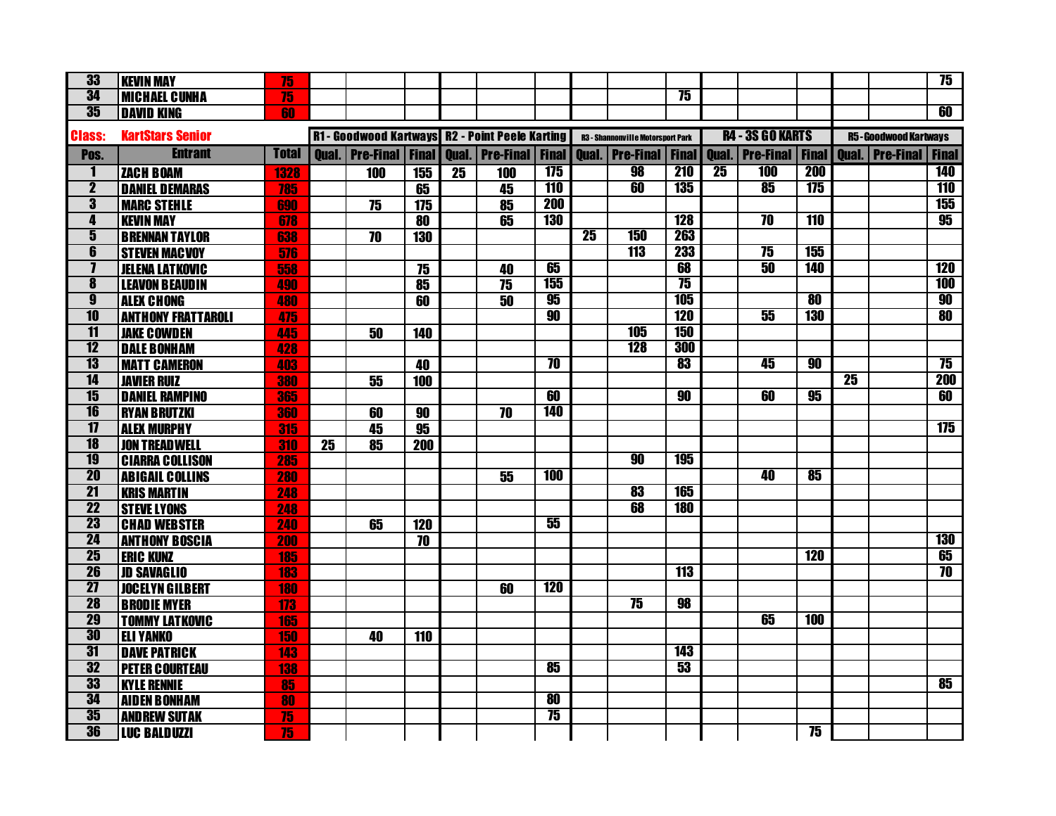| Pos. | Entrant | Total | Qual. | Pre-Final | Final | Qual. | Pre-Final | Final | Qual. | Pre-Final | Final | Qual. | Pre-Final | Final | Qual. | Pre-Final | Final |
|---|---|---|---|---|---|---|---|---|---|---|---|---|---|---|---|---|---|
| 33 | KEVIN MAY | 75 | | | | | | | | | | | | | | | 75 |
| 34 | MICHAEL CUNHA | 75 | | | | | | | | | 75 | | | | | | |
| 35 | DAVID KING | 60 | | | | | | | | | | | | | | | 60 |

**Class: KartStars Senior**

| | | | R1 - Goodwood Kartways | | | R2 - Point Peele Karting | | | R3 - Shannonville Motorsport Park | | | R4 - 3S GO KARTS | | | R5 - Goodwood Kartways | | |
|---|---|---|---|---|---|---|---|---|---|---|---|---|---|---|---|---|---|
| Pos. | Entrant | Total | Qual. | Pre-Final | Final | Qual. | Pre-Final | Final | Qual. | Pre-Final | Final | Qual. | Pre-Final | Final | Qual. | Pre-Final | Final |
| 1 | ZACH BOAM | 1328 | | 100 | 155 | 25 | 100 | 175 | | 98 | 210 | 25 | 100 | 200 | | | 140 |
| 2 | DANIEL DEMARAS | 785 | | | 65 | | 45 | 110 | | 60 | 135 | | 85 | 175 | | | 110 |
| 3 | MARC STEHLE | 690 | | 75 | 175 | | 85 | 200 | | | | | | | | | 155 |
| 4 | KEVIN MAY | 678 | | | 80 | | 65 | 130 | | | 128 | | 70 | 110 | | | 95 |
| 5 | BRENNAN TAYLOR | 638 | | 70 | 130 | | | | 25 | 150 | 263 | | | | | | |
| 6 | STEVEN MACVOY | 576 | | | | | | | | 113 | 233 | | 75 | 155 | | | |
| 7 | JELENA LATKOVIC | 558 | | | 75 | | 40 | 65 | | | 68 | | 50 | 140 | | | 120 |
| 8 | LEAVON BEAUDIN | 490 | | | 85 | | 75 | 155 | | | 75 | | | | | | 100 |
| 9 | ALEX CHONG | 480 | | | 60 | | 50 | 95 | | | 105 | | | 80 | | | 90 |
| 10 | ANTHONY FRATTAROLI | 475 | | | | | | 90 | | | 120 | | 55 | 130 | | | 80 |
| 11 | JAKE COWDEN | 445 | | 50 | 140 | | | | | 105 | 150 | | | | | | |
| 12 | DALE BONHAM | 428 | | | | | | | | 128 | 300 | | | | | | |
| 13 | MATT CAMERON | 403 | | | 40 | | | 70 | | | 83 | | 45 | 90 | | | 75 |
| 14 | JAVIER RUIZ | 380 | | 55 | 100 | | | | | | | | | | 25 | | 200 |
| 15 | DANIEL RAMPINO | 365 | | | | | | 60 | | | 90 | | 60 | 95 | | | 60 |
| 16 | RYAN BRUTZKI | 360 | | 60 | 90 | | 70 | 140 | | | | | | | | | |
| 17 | ALEX MURPHY | 315 | | 45 | 95 | | | | | | | | | | | | 175 |
| 18 | JON TREADWELL | 310 | 25 | 85 | 200 | | | | | | | | | | | | |
| 19 | CIARRA COLLISON | 285 | | | | | | | | 90 | 195 | | | | | | |
| 20 | ABIGAIL COLLINS | 280 | | | | | 55 | 100 | | | | | 40 | 85 | | | |
| 21 | KRIS MARTIN | 248 | | | | | | | | 83 | 165 | | | | | | |
| 22 | STEVE LYONS | 248 | | | | | | | | 68 | 180 | | | | | | |
| 23 | CHAD WEBSTER | 240 | | 65 | 120 | | | 55 | | | | | | | | | |
| 24 | ANTHONY BOSCIA | 200 | | | 70 | | | | | | | | | | | | 130 |
| 25 | ERIC KUNZ | 185 | | | | | | | | | | | | 120 | | | 65 |
| 26 | JD SAVAGLIO | 183 | | | | | | | | | 113 | | | | | | 70 |
| 27 | JOCELYN GILBERT | 180 | | | | | 60 | 120 | | | | | | | | | |
| 28 | BRODIE MYER | 173 | | | | | | | | 75 | 98 | | | | | | |
| 29 | TOMMY LATKOVIC | 165 | | | | | | | | | | | 65 | 100 | | | |
| 30 | ELI YANKO | 150 | | 40 | 110 | | | | | | | | | | | | |
| 31 | DAVE PATRICK | 143 | | | | | | | | | 143 | | | | | | |
| 32 | PETER COURTEAU | 138 | | | | | | 85 | | | 53 | | | | | | |
| 33 | KYLE RENNIE | 85 | | | | | | | | | | | | | | | 85 |
| 34 | AIDEN BONHAM | 80 | | | | | | 80 | | | | | | | | | |
| 35 | ANDREW SUTAK | 75 | | | | | | 75 | | | | | | | | | |
| 36 | LUC BALDUZZI | 75 | | | | | | | | | | | | 75 | | | |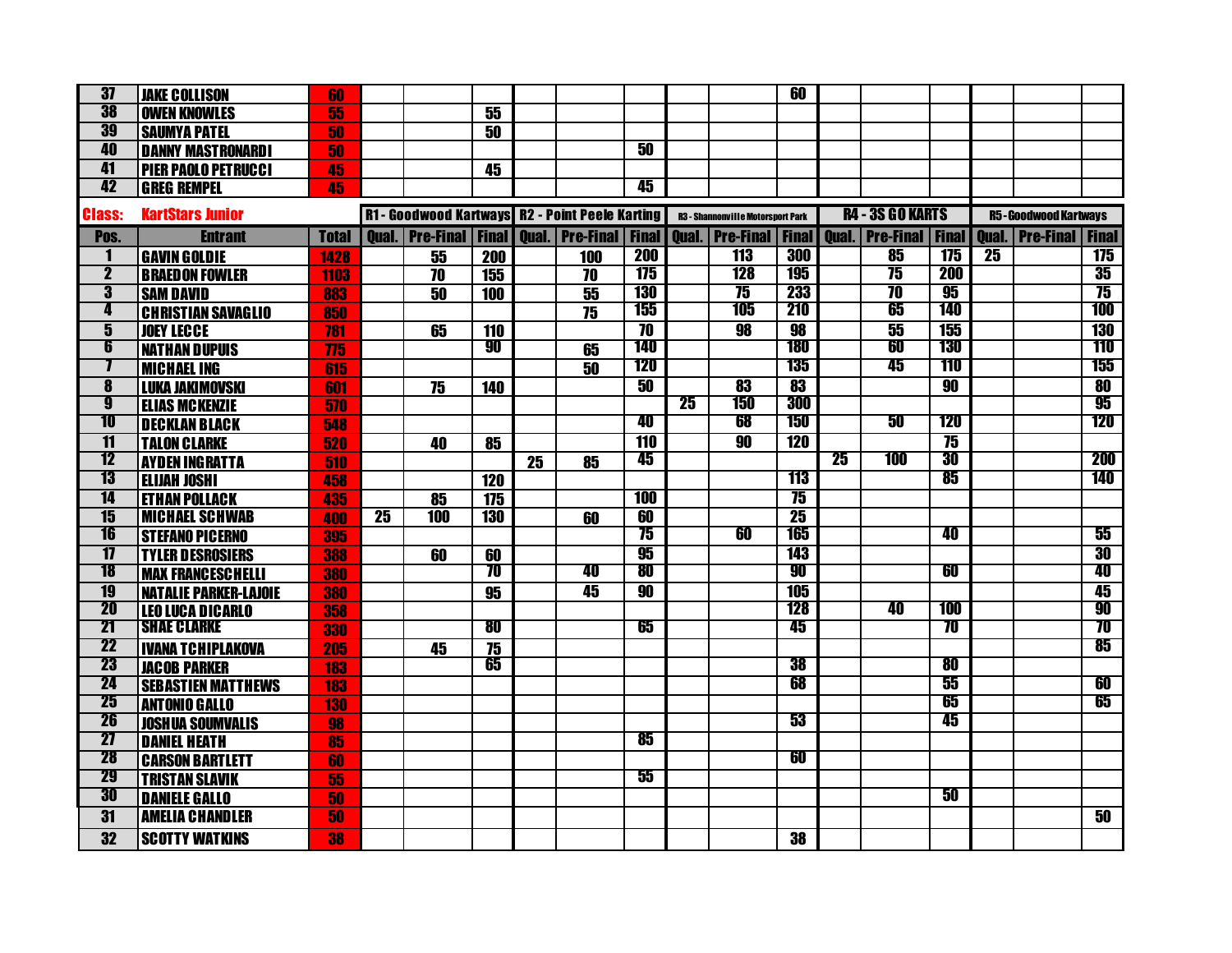| Pos. | Entrant | Total | R1 Qual. | R1 Pre-Final | R1 Final | R2 Qual. | R2 Pre-Final | R2 Final | R3 Qual. | R3 Pre-Final | R3 Final | R4 Qual. | R4 Pre-Final | R4 Final | R5 Qual. | R5 Pre-Final | R5 Final |
|---|---|---|---|---|---|---|---|---|---|---|---|---|---|---|---|---|---|
| 37 | JAKE COLLISON | 60 | | | | | | | | | 60 | | | | | | |
| 38 | OWEN KNOWLES | 55 | | | 55 | | | | | | | | | | | | |
| 39 | SAUMYA PATEL | 50 | | | 50 | | | | | | | | | | | | |
| 40 | DANNY MASTRONARDI | 50 | | | | | | 50 | | | | | | | | | |
| 41 | PIER PAOLO PETRUCCI | 45 | | | 45 | | | | | | | | | | | | |
| 42 | GREG REMPEL | 45 | | | | | | 45 | | | | | | | | | |

| Class: | KartStars Junior | | R1 - Goodwood Kartways | | | R2 - Point Peele Karting | | | R3 - Shannonville Motorsport Park | | | R4 - 3S GO KARTS | | | R5 - Goodwood Kartways | | |
|---|---|---|---|---|---|---|---|---|---|---|---|---|---|---|---|---|---|
| **Pos.** | **Entrant** | **Total** | **Qual.** | **Pre-Final** | **Final** | **Qual.** | **Pre-Final** | **Final** | **Qual.** | **Pre-Final** | **Final** | **Qual.** | **Pre-Final** | **Final** | **Qual.** | **Pre-Final** | **Final** |
| 1 | GAVIN GOLDIE | 1428 | | 55 | 200 | | 100 | 200 | | 113 | 300 | | 85 | 175 | 25 | | 175 |
| 2 | BRAEDON FOWLER | 1103 | | 70 | 155 | | 70 | 175 | | 128 | 195 | | 75 | 200 | | | 35 |
| 3 | SAM DAVID | 883 | | 50 | 100 | | 55 | 130 | | 75 | 233 | | 70 | 95 | | | 75 |
| 4 | CHRISTIAN SAVAGLIO | 850 | | | | | 75 | 155 | | 105 | 210 | | 65 | 140 | | | 100 |
| 5 | JOEY LECCE | 781 | | 65 | 110 | | | 70 | | 98 | 98 | | 55 | 155 | | | 130 |
| 6 | NATHAN DUPUIS | 775 | | | 90 | | 65 | 140 | | | 180 | | 60 | 130 | | | 110 |
| 7 | MICHAEL ING | 615 | | | | | 50 | 120 | | | 135 | | 45 | 110 | | | 155 |
| 8 | LUKA JAKIMOVSKI | 601 | | 75 | 140 | | | 50 | | 83 | 83 | | | 90 | | | 80 |
| 9 | ELIAS MCKENZIE | 570 | | | | | | | 25 | 150 | 300 | | | | | | 95 |
| 10 | DECKLAN BLACK | 548 | | | | | | 40 | | 68 | 150 | | 50 | 120 | | | 120 |
| 11 | TALON CLARKE | 520 | | 40 | 85 | | | 110 | | 90 | 120 | | | 75 | | | |
| 12 | AYDEN INGRATTA | 510 | | | | 25 | 85 | 45 | | | | 25 | 100 | 30 | | | 200 |
| 13 | ELIJAH JOSHI | 458 | | | 120 | | | | | | 113 | | | 85 | | | 140 |
| 14 | ETHAN POLLACK | 435 | | 85 | 175 | | | 100 | | | 75 | | | | | | |
| 15 | MICHAEL SCHWAB | 400 | 25 | 100 | 130 | | 60 | 60 | | | 25 | | | | | | |
| 16 | STEFANO PICERNO | 395 | | | | | | 75 | | 60 | 165 | | | 40 | | | 55 |
| 17 | TYLER DESROSIERS | 388 | | 60 | 60 | | | 95 | | | 143 | | | | | | 30 |
| 18 | MAX FRANCESCHELLI | 380 | | | 70 | | 40 | 80 | | | 90 | | | 60 | | | 40 |
| 19 | NATALIE PARKER-LAJOIE | 380 | | | 95 | | 45 | 90 | | | 105 | | | | | | 45 |
| 20 | LEO LUCA DICARLO | 358 | | | | | | | | | 128 | | 40 | 100 | | | 90 |
| 21 | SHAE CLARKE | 330 | | | 80 | | | 65 | | | 45 | | | 70 | | | 70 |
| 22 | IVANA TCHIPLAKOVA | 205 | | 45 | 75 | | | | | | | | | | | | 85 |
| 23 | JACOB PARKER | 183 | | | 65 | | | | | | 38 | | | 80 | | | |
| 24 | SEBASTIEN MATTHEWS | 183 | | | | | | | | | 68 | | | 55 | | | 60 |
| 25 | ANTONIO GALLO | 130 | | | | | | | | | | | | 65 | | | 65 |
| 26 | JOSHUA SOUMVALIS | 98 | | | | | | | | | 53 | | | 45 | | | |
| 27 | DANIEL HEATH | 85 | | | | | | 85 | | | | | | | | | |
| 28 | CARSON BARTLETT | 60 | | | | | | | | | 60 | | | | | | |
| 29 | TRISTAN SLAVIK | 55 | | | | | | 55 | | | | | | | | | |
| 30 | DANIELE GALLO | 50 | | | | | | | | | | | | 50 | | | |
| 31 | AMELIA CHANDLER | 50 | | | | | | | | | | | | | | | 50 |
| 32 | SCOTTY WATKINS | 38 | | | | | | | | | 38 | | | | | | |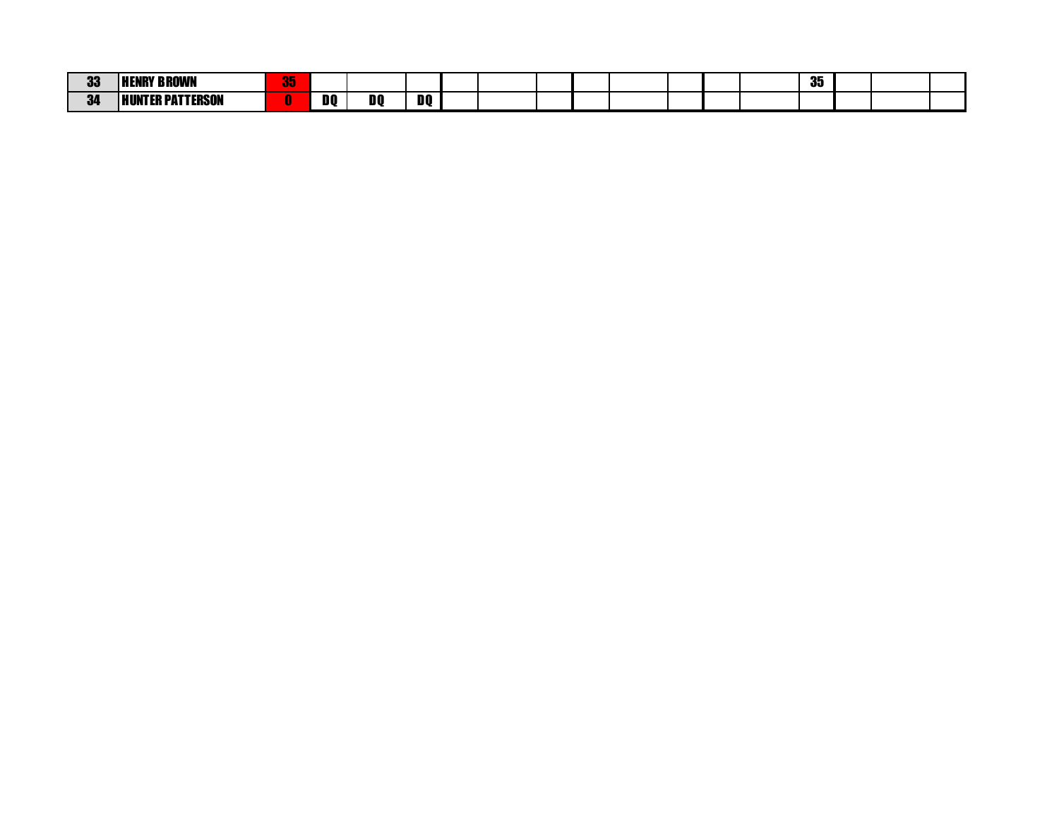| | | | | | | | | | | | | | | | | | |
|---|---|---|---|---|---|---|---|---|---|---|---|---|---|---|---|---|---|
| 33 | HENRY BROWN | 35 | | | | | | | | | | | | 35 | | | |
| 34 | HUNTER PATTERSON | 0 | DQ | DQ | DQ | | | | | | | | | | | | |